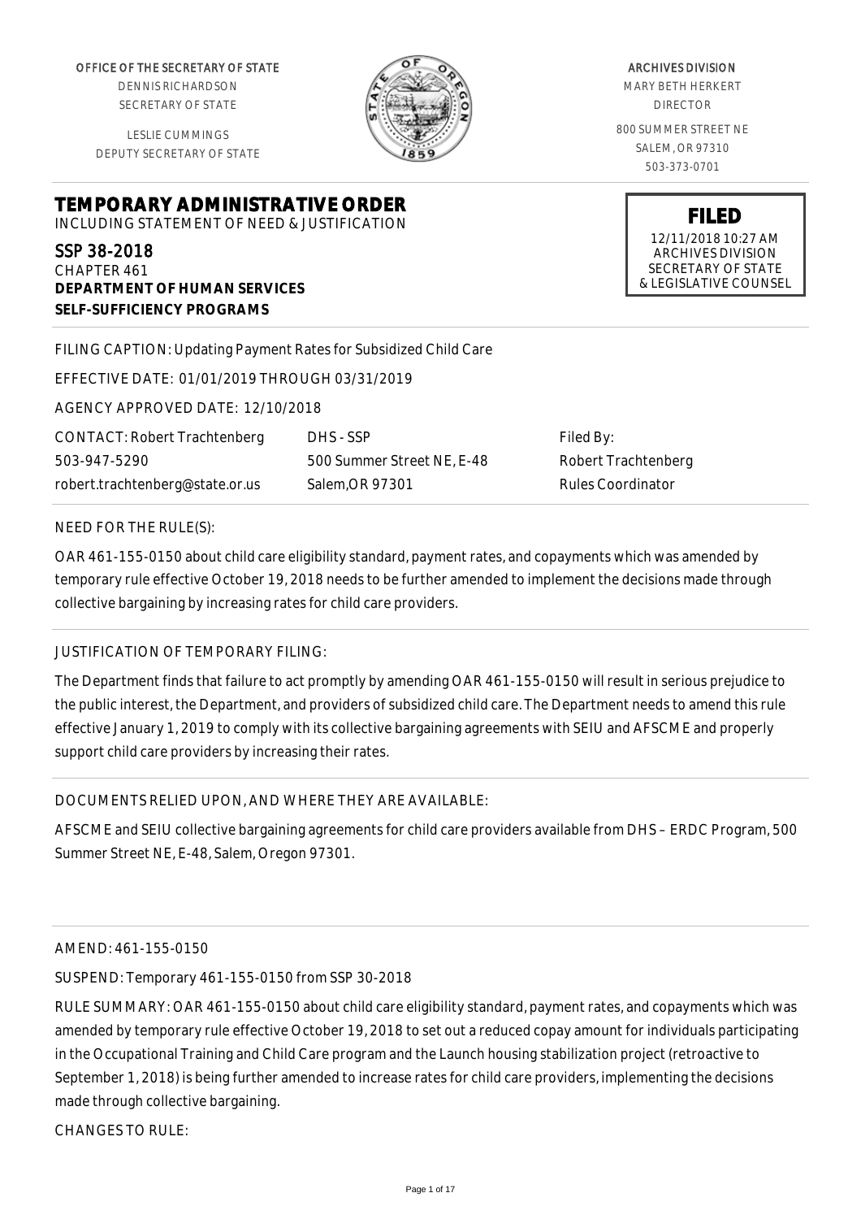OFFICE OF THE SECRETARY OF STATE
DENNIS RICHARDSON
SECRETARY OF STATE

LESLIE CUMMINGS
DEPUTY SECRETARY OF STATE

ARCHIVES DIVISION
MARY BETH HERKERT
DIRECTOR

800 SUMMER STREET NE
SALEM, OR 97310
503-373-0701

**FILED**
12/11/2018 10:27 AM
ARCHIVES DIVISION
SECRETARY OF STATE
& LEGISLATIVE COUNSEL

# TEMPORARY ADMINISTRATIVE ORDER

INCLUDING STATEMENT OF NEED & JUSTIFICATION

## SSP 38-2018

CHAPTER 461
**DEPARTMENT OF HUMAN SERVICES**
**SELF-SUFFICIENCY PROGRAMS**

FILING CAPTION: Updating Payment Rates for Subsidized Child Care

EFFECTIVE DATE: 01/01/2019 THROUGH 03/31/2019

AGENCY APPROVED DATE: 12/10/2018

| CONTACT: Robert Trachtenberg | DHS - SSP | Filed By: |
|---|---|---|
| 503-947-5290 | 500 Summer Street NE, E-48 | Robert Trachtenberg |
| robert.trachtenberg@state.or.us | Salem,OR 97301 | Rules Coordinator |

NEED FOR THE RULE(S):

OAR 461-155-0150 about child care eligibility standard, payment rates, and copayments which was amended by temporary rule effective October 19, 2018 needs to be further amended to implement the decisions made through collective bargaining by increasing rates for child care providers.

JUSTIFICATION OF TEMPORARY FILING:

The Department finds that failure to act promptly by amending OAR 461-155-0150 will result in serious prejudice to the public interest, the Department, and providers of subsidized child care. The Department needs to amend this rule effective January 1, 2019 to comply with its collective bargaining agreements with SEIU and AFSCME and properly support child care providers by increasing their rates.

DOCUMENTS RELIED UPON, AND WHERE THEY ARE AVAILABLE:

AFSCME and SEIU collective bargaining agreements for child care providers available from DHS – ERDC Program, 500 Summer Street NE, E-48, Salem, Oregon 97301.

AMEND: 461-155-0150

SUSPEND: Temporary 461-155-0150 from SSP 30-2018

RULE SUMMARY: OAR 461-155-0150 about child care eligibility standard, payment rates, and copayments which was amended by temporary rule effective October 19, 2018 to set out a reduced copay amount for individuals participating in the Occupational Training and Child Care program and the Launch housing stabilization project (retroactive to September 1, 2018) is being further amended to increase rates for child care providers, implementing the decisions made through collective bargaining.

CHANGES TO RULE: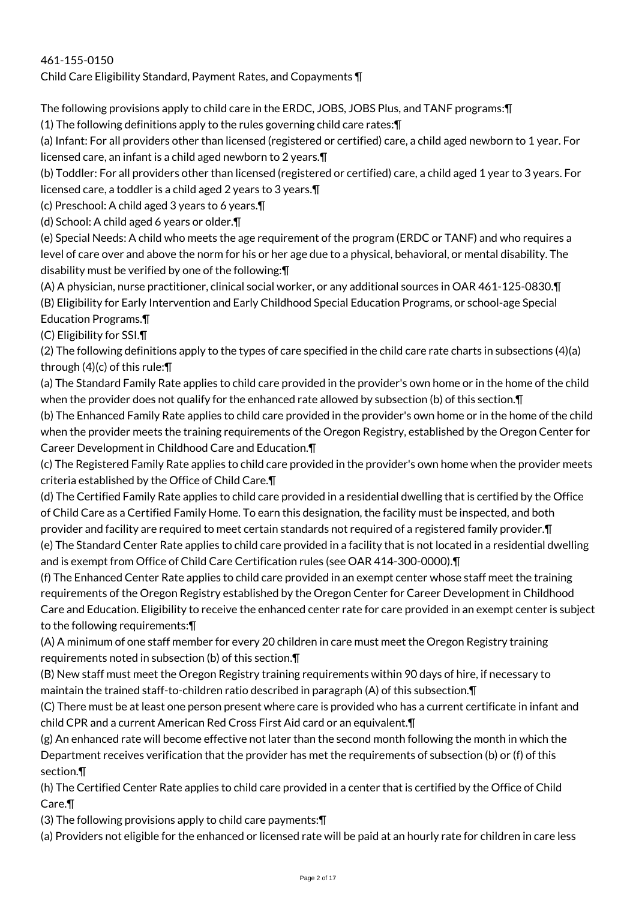461-155-0150

Child Care Eligibility Standard, Payment Rates, and Copayments ¶

The following provisions apply to child care in the ERDC, JOBS, JOBS Plus, and TANF programs:¶

(1) The following definitions apply to the rules governing child care rates:¶

(a) Infant: For all providers other than licensed (registered or certified) care, a child aged newborn to 1 year. For licensed care, an infant is a child aged newborn to 2 years.¶

(b) Toddler: For all providers other than licensed (registered or certified) care, a child aged 1 year to 3 years. For licensed care, a toddler is a child aged 2 years to 3 years.¶

(c) Preschool: A child aged 3 years to 6 years.¶

(d) School: A child aged 6 years or older.¶

(e) Special Needs: A child who meets the age requirement of the program (ERDC or TANF) and who requires a level of care over and above the norm for his or her age due to a physical, behavioral, or mental disability. The disability must be verified by one of the following:¶

(A) A physician, nurse practitioner, clinical social worker, or any additional sources in OAR 461-125-0830.¶

(B) Eligibility for Early Intervention and Early Childhood Special Education Programs, or school-age Special Education Programs.¶

(C) Eligibility for SSI.¶

(2) The following definitions apply to the types of care specified in the child care rate charts in subsections (4)(a) through (4)(c) of this rule:¶

(a) The Standard Family Rate applies to child care provided in the provider's own home or in the home of the child when the provider does not qualify for the enhanced rate allowed by subsection (b) of this section.¶

(b) The Enhanced Family Rate applies to child care provided in the provider's own home or in the home of the child when the provider meets the training requirements of the Oregon Registry, established by the Oregon Center for Career Development in Childhood Care and Education.¶

(c) The Registered Family Rate applies to child care provided in the provider's own home when the provider meets criteria established by the Office of Child Care.¶

(d) The Certified Family Rate applies to child care provided in a residential dwelling that is certified by the Office of Child Care as a Certified Family Home. To earn this designation, the facility must be inspected, and both provider and facility are required to meet certain standards not required of a registered family provider.¶

(e) The Standard Center Rate applies to child care provided in a facility that is not located in a residential dwelling and is exempt from Office of Child Care Certification rules (see OAR 414-300-0000).¶

(f) The Enhanced Center Rate applies to child care provided in an exempt center whose staff meet the training requirements of the Oregon Registry established by the Oregon Center for Career Development in Childhood Care and Education. Eligibility to receive the enhanced center rate for care provided in an exempt center is subject to the following requirements:¶

(A) A minimum of one staff member for every 20 children in care must meet the Oregon Registry training requirements noted in subsection (b) of this section.¶

(B) New staff must meet the Oregon Registry training requirements within 90 days of hire, if necessary to maintain the trained staff-to-children ratio described in paragraph (A) of this subsection.¶

(C) There must be at least one person present where care is provided who has a current certificate in infant and child CPR and a current American Red Cross First Aid card or an equivalent.¶

(g) An enhanced rate will become effective not later than the second month following the month in which the Department receives verification that the provider has met the requirements of subsection (b) or (f) of this section.¶

(h) The Certified Center Rate applies to child care provided in a center that is certified by the Office of Child Care.¶

(3) The following provisions apply to child care payments:¶

(a) Providers not eligible for the enhanced or licensed rate will be paid at an hourly rate for children in care less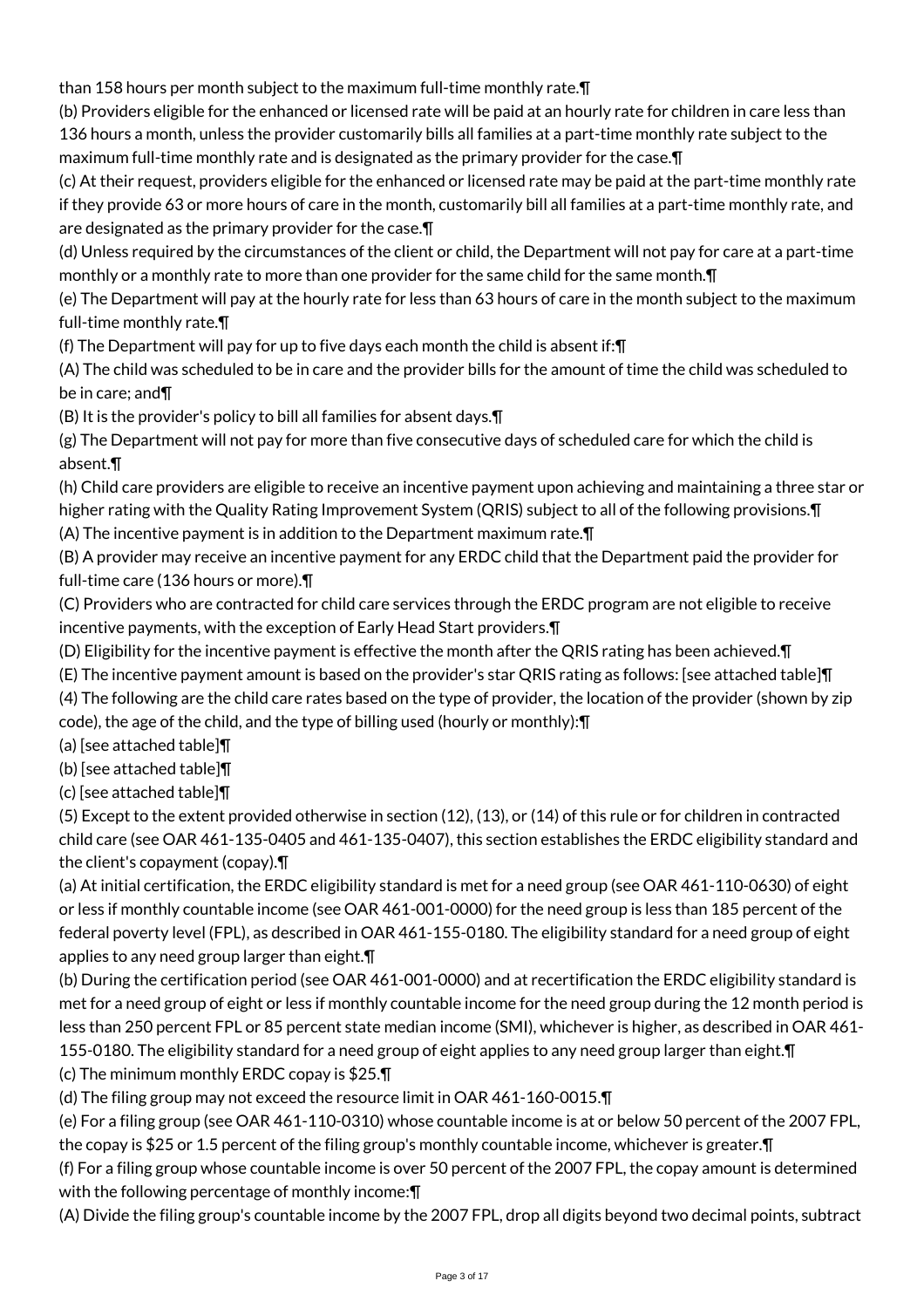than 158 hours per month subject to the maximum full-time monthly rate.¶

(b) Providers eligible for the enhanced or licensed rate will be paid at an hourly rate for children in care less than 136 hours a month, unless the provider customarily bills all families at a part-time monthly rate subject to the maximum full-time monthly rate and is designated as the primary provider for the case.¶

(c) At their request, providers eligible for the enhanced or licensed rate may be paid at the part-time monthly rate if they provide 63 or more hours of care in the month, customarily bill all families at a part-time monthly rate, and are designated as the primary provider for the case.¶

(d) Unless required by the circumstances of the client or child, the Department will not pay for care at a part-time monthly or a monthly rate to more than one provider for the same child for the same month.¶

(e) The Department will pay at the hourly rate for less than 63 hours of care in the month subject to the maximum full-time monthly rate.¶

(f) The Department will pay for up to five days each month the child is absent if:¶

(A) The child was scheduled to be in care and the provider bills for the amount of time the child was scheduled to be in care; and¶

(B) It is the provider's policy to bill all families for absent days.¶

(g) The Department will not pay for more than five consecutive days of scheduled care for which the child is absent.¶

(h) Child care providers are eligible to receive an incentive payment upon achieving and maintaining a three star or higher rating with the Quality Rating Improvement System (QRIS) subject to all of the following provisions.¶

(A) The incentive payment is in addition to the Department maximum rate.¶

(B) A provider may receive an incentive payment for any ERDC child that the Department paid the provider for full-time care (136 hours or more).¶

(C) Providers who are contracted for child care services through the ERDC program are not eligible to receive incentive payments, with the exception of Early Head Start providers.¶

(D) Eligibility for the incentive payment is effective the month after the QRIS rating has been achieved.¶

(E) The incentive payment amount is based on the provider's star QRIS rating as follows: [see attached table]¶

(4) The following are the child care rates based on the type of provider, the location of the provider (shown by zip code), the age of the child, and the type of billing used (hourly or monthly):¶

(a) [see attached table]¶

(b) [see attached table]¶

(c) [see attached table]¶

(5) Except to the extent provided otherwise in section (12), (13), or (14) of this rule or for children in contracted child care (see OAR 461-135-0405 and 461-135-0407), this section establishes the ERDC eligibility standard and the client's copayment (copay).¶

(a) At initial certification, the ERDC eligibility standard is met for a need group (see OAR 461-110-0630) of eight or less if monthly countable income (see OAR 461-001-0000) for the need group is less than 185 percent of the federal poverty level (FPL), as described in OAR 461-155-0180. The eligibility standard for a need group of eight applies to any need group larger than eight.¶

(b) During the certification period (see OAR 461-001-0000) and at recertification the ERDC eligibility standard is met for a need group of eight or less if monthly countable income for the need group during the 12 month period is less than 250 percent FPL or 85 percent state median income (SMI), whichever is higher, as described in OAR 461-155-0180. The eligibility standard for a need group of eight applies to any need group larger than eight.¶

(c) The minimum monthly ERDC copay is $25.¶

(d) The filing group may not exceed the resource limit in OAR 461-160-0015.¶

(e) For a filing group (see OAR 461-110-0310) whose countable income is at or below 50 percent of the 2007 FPL, the copay is $25 or 1.5 percent of the filing group's monthly countable income, whichever is greater.¶

(f) For a filing group whose countable income is over 50 percent of the 2007 FPL, the copay amount is determined with the following percentage of monthly income:¶

(A) Divide the filing group's countable income by the 2007 FPL, drop all digits beyond two decimal points, subtract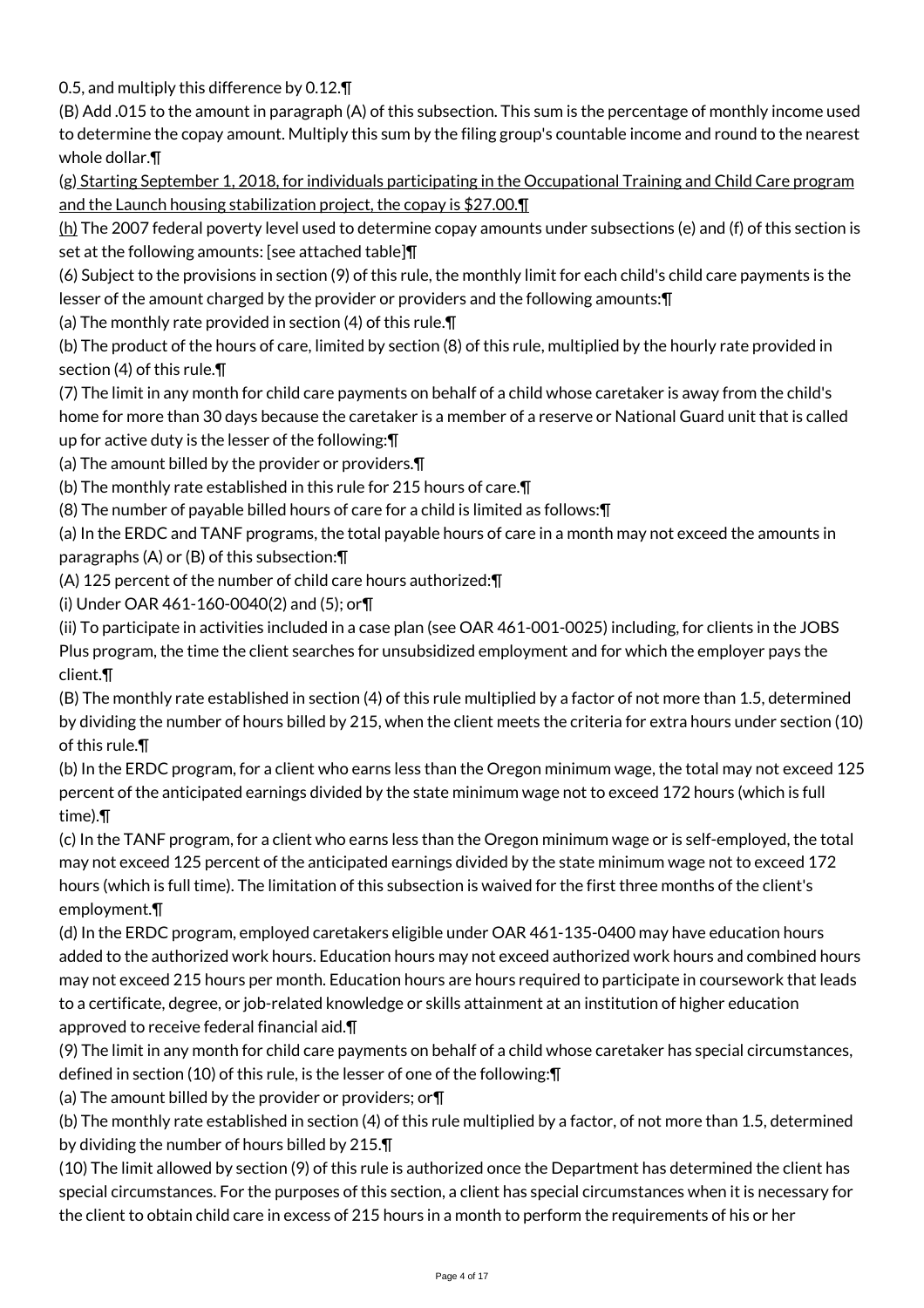0.5, and multiply this difference by 0.12.¶

(B) Add .015 to the amount in paragraph (A) of this subsection. This sum is the percentage of monthly income used to determine the copay amount. Multiply this sum by the filing group's countable income and round to the nearest whole dollar.¶

(g) Starting September 1, 2018, for individuals participating in the Occupational Training and Child Care program and the Launch housing stabilization project, the copay is $27.00.¶

(h) The 2007 federal poverty level used to determine copay amounts under subsections (e) and (f) of this section is set at the following amounts: [see attached table]¶

(6) Subject to the provisions in section (9) of this rule, the monthly limit for each child's child care payments is the lesser of the amount charged by the provider or providers and the following amounts:¶

(a) The monthly rate provided in section (4) of this rule.¶

(b) The product of the hours of care, limited by section (8) of this rule, multiplied by the hourly rate provided in section (4) of this rule.¶

(7) The limit in any month for child care payments on behalf of a child whose caretaker is away from the child's home for more than 30 days because the caretaker is a member of a reserve or National Guard unit that is called up for active duty is the lesser of the following:¶

(a) The amount billed by the provider or providers.¶

(b) The monthly rate established in this rule for 215 hours of care.¶

(8) The number of payable billed hours of care for a child is limited as follows:¶

(a) In the ERDC and TANF programs, the total payable hours of care in a month may not exceed the amounts in paragraphs (A) or (B) of this subsection:¶

(A) 125 percent of the number of child care hours authorized:¶

(i) Under OAR 461-160-0040(2) and (5); or¶

(ii) To participate in activities included in a case plan (see OAR 461-001-0025) including, for clients in the JOBS Plus program, the time the client searches for unsubsidized employment and for which the employer pays the client.¶

(B) The monthly rate established in section (4) of this rule multiplied by a factor of not more than 1.5, determined by dividing the number of hours billed by 215, when the client meets the criteria for extra hours under section (10) of this rule.¶

(b) In the ERDC program, for a client who earns less than the Oregon minimum wage, the total may not exceed 125 percent of the anticipated earnings divided by the state minimum wage not to exceed 172 hours (which is full time).¶

(c) In the TANF program, for a client who earns less than the Oregon minimum wage or is self-employed, the total may not exceed 125 percent of the anticipated earnings divided by the state minimum wage not to exceed 172 hours (which is full time). The limitation of this subsection is waived for the first three months of the client's employment.¶

(d) In the ERDC program, employed caretakers eligible under OAR 461-135-0400 may have education hours added to the authorized work hours. Education hours may not exceed authorized work hours and combined hours may not exceed 215 hours per month. Education hours are hours required to participate in coursework that leads to a certificate, degree, or job-related knowledge or skills attainment at an institution of higher education approved to receive federal financial aid.¶

(9) The limit in any month for child care payments on behalf of a child whose caretaker has special circumstances, defined in section (10) of this rule, is the lesser of one of the following:¶

(a) The amount billed by the provider or providers; or¶

(b) The monthly rate established in section (4) of this rule multiplied by a factor, of not more than 1.5, determined by dividing the number of hours billed by 215.¶

(10) The limit allowed by section (9) of this rule is authorized once the Department has determined the client has special circumstances. For the purposes of this section, a client has special circumstances when it is necessary for the client to obtain child care in excess of 215 hours in a month to perform the requirements of his or her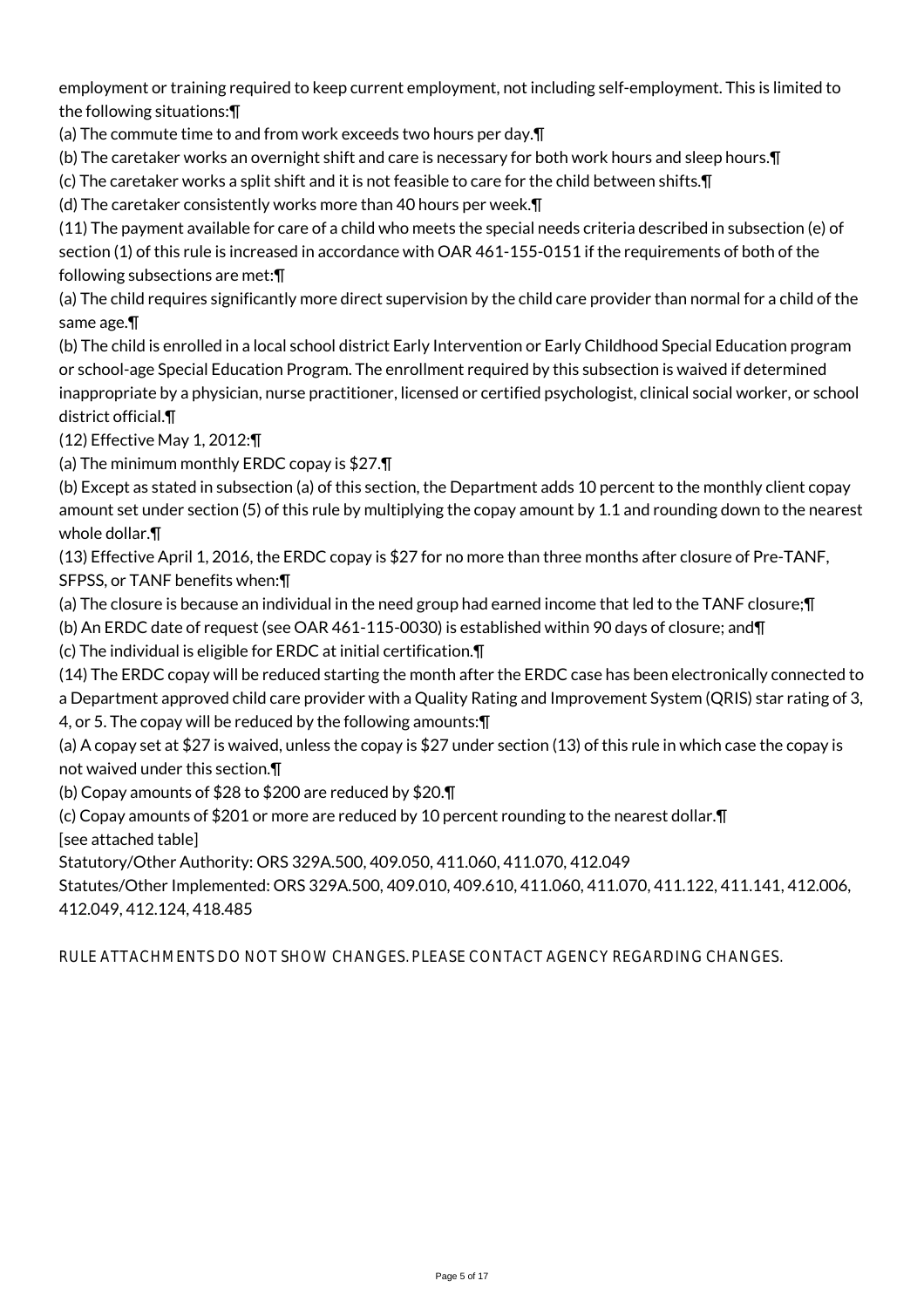employment or training required to keep current employment, not including self-employment. This is limited to the following situations:¶

(a) The commute time to and from work exceeds two hours per day.¶

(b) The caretaker works an overnight shift and care is necessary for both work hours and sleep hours.¶

(c) The caretaker works a split shift and it is not feasible to care for the child between shifts.¶

(d) The caretaker consistently works more than 40 hours per week.¶

(11) The payment available for care of a child who meets the special needs criteria described in subsection (e) of section (1) of this rule is increased in accordance with OAR 461-155-0151 if the requirements of both of the following subsections are met:¶

(a) The child requires significantly more direct supervision by the child care provider than normal for a child of the same age.¶

(b) The child is enrolled in a local school district Early Intervention or Early Childhood Special Education program or school-age Special Education Program. The enrollment required by this subsection is waived if determined inappropriate by a physician, nurse practitioner, licensed or certified psychologist, clinical social worker, or school district official.¶

(12) Effective May 1, 2012:¶

(a) The minimum monthly ERDC copay is $27.¶

(b) Except as stated in subsection (a) of this section, the Department adds 10 percent to the monthly client copay amount set under section (5) of this rule by multiplying the copay amount by 1.1 and rounding down to the nearest whole dollar.¶

(13) Effective April 1, 2016, the ERDC copay is $27 for no more than three months after closure of Pre-TANF, SFPSS, or TANF benefits when:¶

(a) The closure is because an individual in the need group had earned income that led to the TANF closure;¶

(b) An ERDC date of request (see OAR 461-115-0030) is established within 90 days of closure; and¶

(c) The individual is eligible for ERDC at initial certification.¶

(14) The ERDC copay will be reduced starting the month after the ERDC case has been electronically connected to a Department approved child care provider with a Quality Rating and Improvement System (QRIS) star rating of 3, 4, or 5. The copay will be reduced by the following amounts:¶

(a) A copay set at $27 is waived, unless the copay is $27 under section (13) of this rule in which case the copay is not waived under this section.¶

(b) Copay amounts of $28 to $200 are reduced by $20.¶

(c) Copay amounts of $201 or more are reduced by 10 percent rounding to the nearest dollar.¶

[see attached table]

Statutory/Other Authority: ORS 329A.500, 409.050, 411.060, 411.070, 412.049

Statutes/Other Implemented: ORS 329A.500, 409.010, 409.610, 411.060, 411.070, 411.122, 411.141, 412.006, 412.049, 412.124, 418.485

RULE ATTACHMENTS DO NOT SHOW CHANGES. PLEASE CONTACT AGENCY REGARDING CHANGES.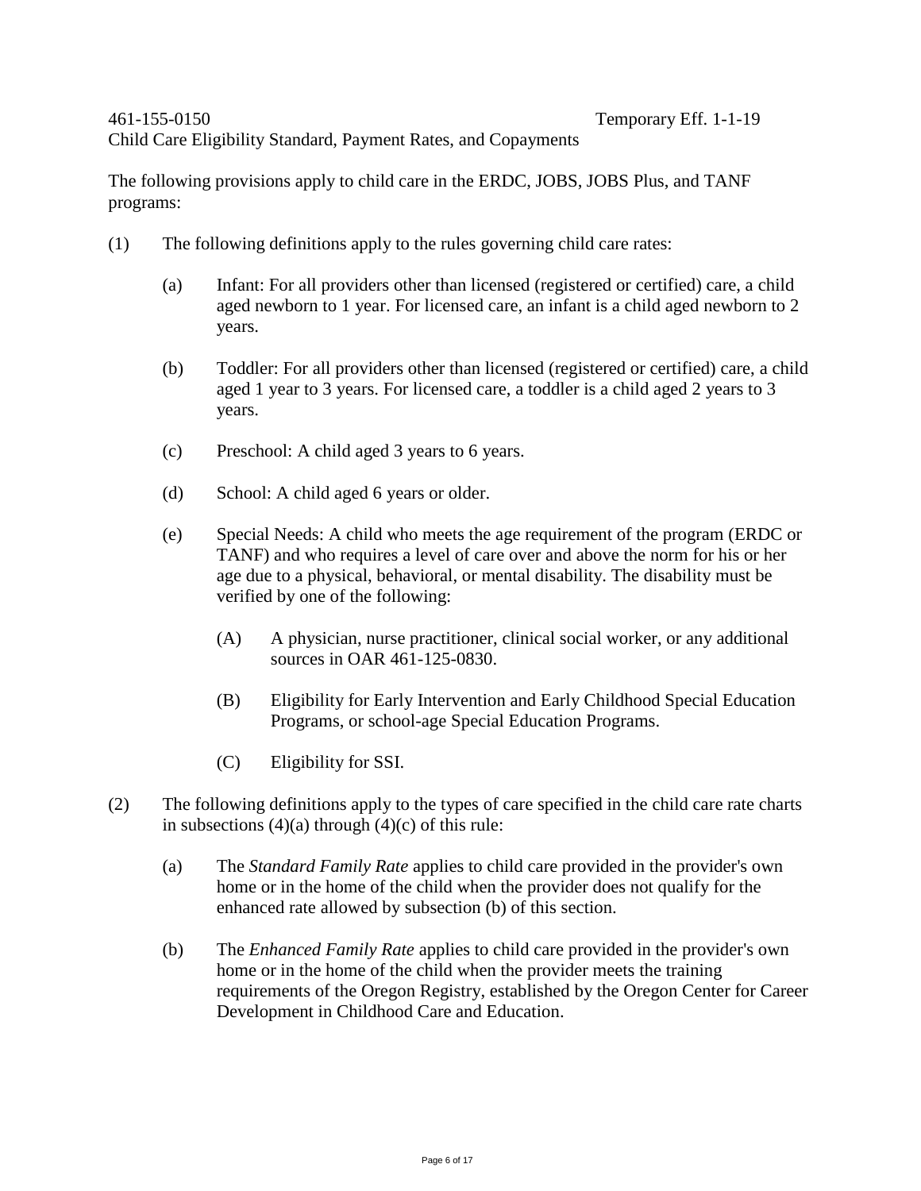461-155-0150 Temporary Eff. 1-1-19

Child Care Eligibility Standard, Payment Rates, and Copayments

The following provisions apply to child care in the ERDC, JOBS, JOBS Plus, and TANF programs:

(1) The following definitions apply to the rules governing child care rates:

(a) Infant: For all providers other than licensed (registered or certified) care, a child aged newborn to 1 year. For licensed care, an infant is a child aged newborn to 2 years.

(b) Toddler: For all providers other than licensed (registered or certified) care, a child aged 1 year to 3 years. For licensed care, a toddler is a child aged 2 years to 3 years.

(c) Preschool: A child aged 3 years to 6 years.

(d) School: A child aged 6 years or older.

(e) Special Needs: A child who meets the age requirement of the program (ERDC or TANF) and who requires a level of care over and above the norm for his or her age due to a physical, behavioral, or mental disability. The disability must be verified by one of the following:

(A) A physician, nurse practitioner, clinical social worker, or any additional sources in OAR 461-125-0830.

(B) Eligibility for Early Intervention and Early Childhood Special Education Programs, or school-age Special Education Programs.

(C) Eligibility for SSI.

(2) The following definitions apply to the types of care specified in the child care rate charts in subsections (4)(a) through (4)(c) of this rule:

(a) The *Standard Family Rate* applies to child care provided in the provider's own home or in the home of the child when the provider does not qualify for the enhanced rate allowed by subsection (b) of this section.

(b) The *Enhanced Family Rate* applies to child care provided in the provider's own home or in the home of the child when the provider meets the training requirements of the Oregon Registry, established by the Oregon Center for Career Development in Childhood Care and Education.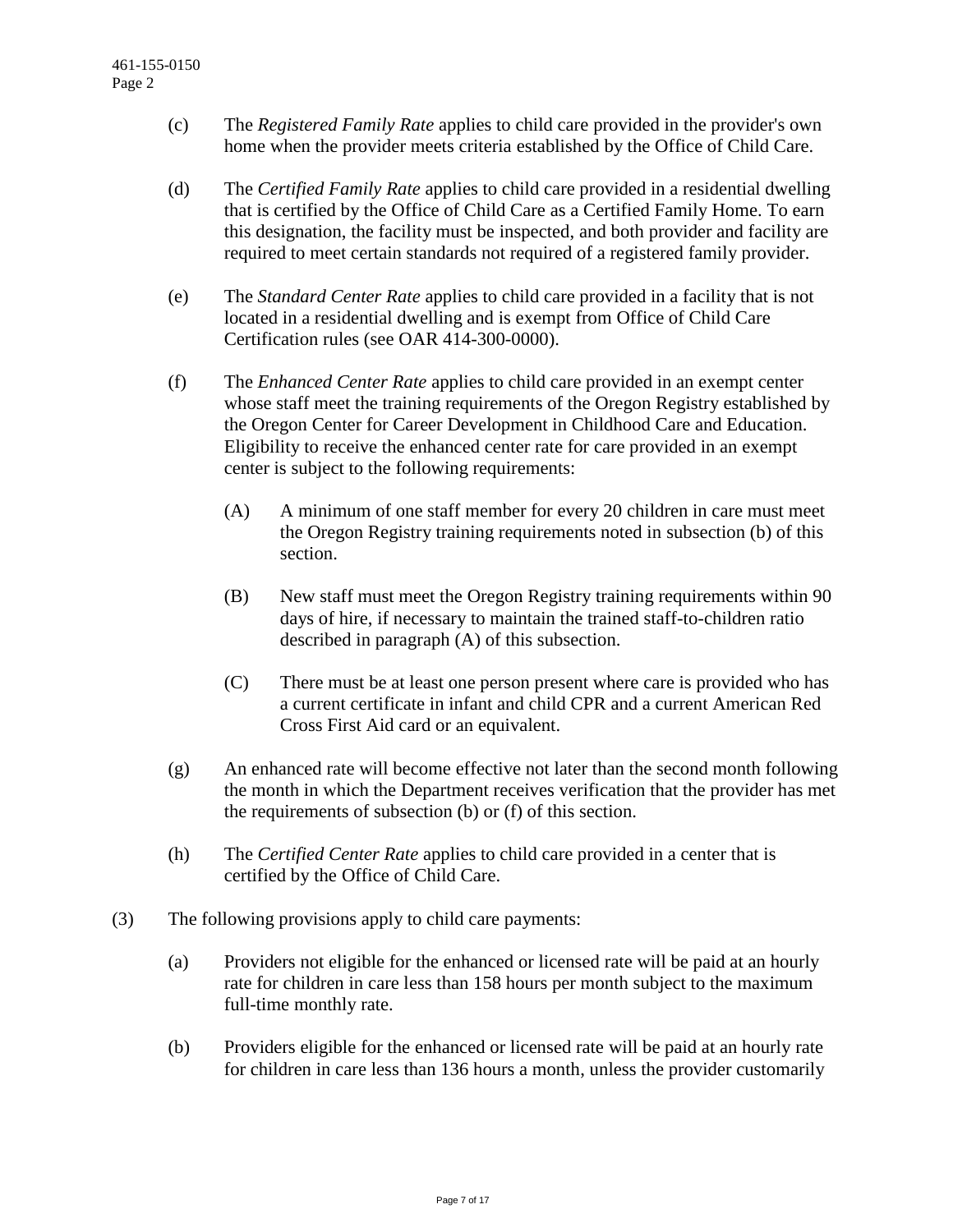(c) The *Registered Family Rate* applies to child care provided in the provider's own home when the provider meets criteria established by the Office of Child Care.

(d) The *Certified Family Rate* applies to child care provided in a residential dwelling that is certified by the Office of Child Care as a Certified Family Home. To earn this designation, the facility must be inspected, and both provider and facility are required to meet certain standards not required of a registered family provider.

(e) The *Standard Center Rate* applies to child care provided in a facility that is not located in a residential dwelling and is exempt from Office of Child Care Certification rules (see OAR 414-300-0000).

(f) The *Enhanced Center Rate* applies to child care provided in an exempt center whose staff meet the training requirements of the Oregon Registry established by the Oregon Center for Career Development in Childhood Care and Education. Eligibility to receive the enhanced center rate for care provided in an exempt center is subject to the following requirements:

(A) A minimum of one staff member for every 20 children in care must meet the Oregon Registry training requirements noted in subsection (b) of this section.

(B) New staff must meet the Oregon Registry training requirements within 90 days of hire, if necessary to maintain the trained staff-to-children ratio described in paragraph (A) of this subsection.

(C) There must be at least one person present where care is provided who has a current certificate in infant and child CPR and a current American Red Cross First Aid card or an equivalent.

(g) An enhanced rate will become effective not later than the second month following the month in which the Department receives verification that the provider has met the requirements of subsection (b) or (f) of this section.

(h) The *Certified Center Rate* applies to child care provided in a center that is certified by the Office of Child Care.

(3) The following provisions apply to child care payments:

(a) Providers not eligible for the enhanced or licensed rate will be paid at an hourly rate for children in care less than 158 hours per month subject to the maximum full-time monthly rate.

(b) Providers eligible for the enhanced or licensed rate will be paid at an hourly rate for children in care less than 136 hours a month, unless the provider customarily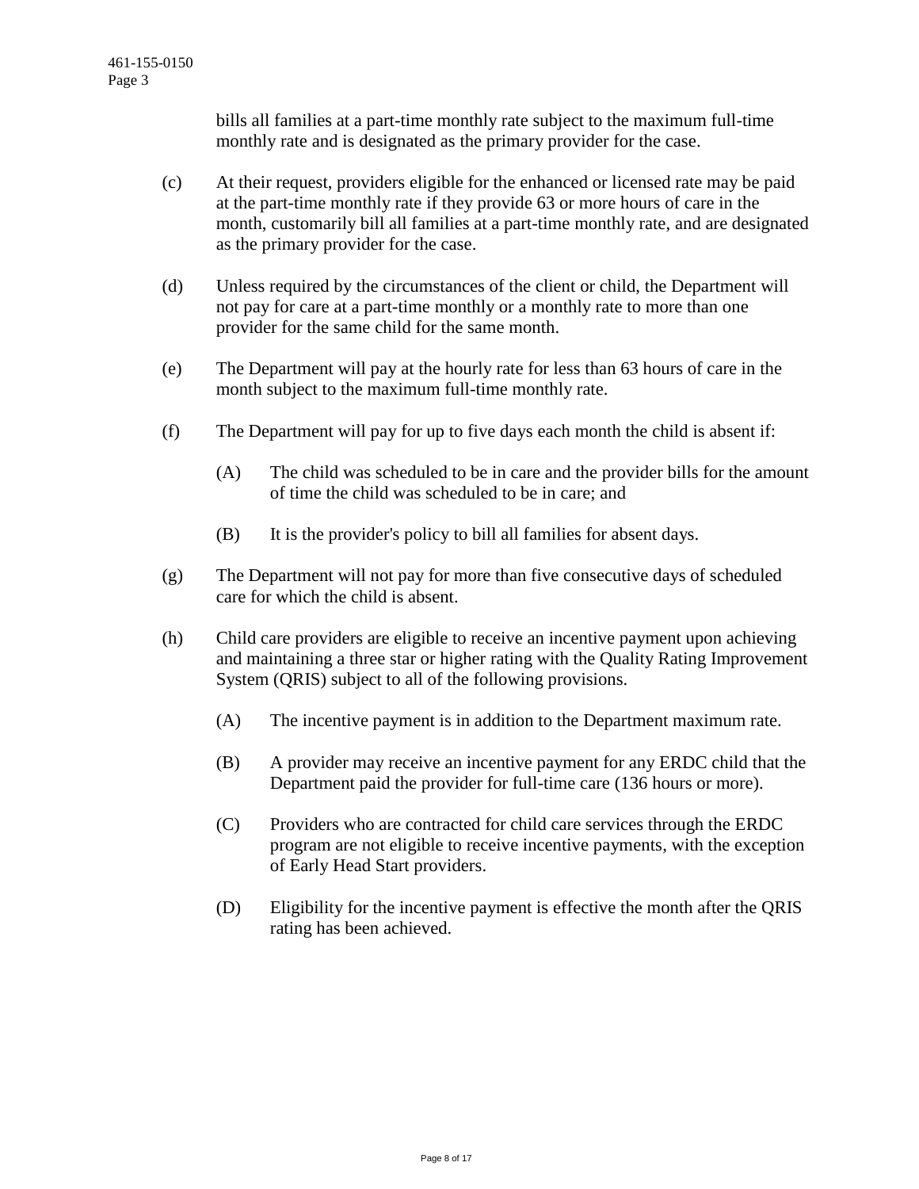bills all families at a part-time monthly rate subject to the maximum full-time monthly rate and is designated as the primary provider for the case.

(c) At their request, providers eligible for the enhanced or licensed rate may be paid at the part-time monthly rate if they provide 63 or more hours of care in the month, customarily bill all families at a part-time monthly rate, and are designated as the primary provider for the case.

(d) Unless required by the circumstances of the client or child, the Department will not pay for care at a part-time monthly or a monthly rate to more than one provider for the same child for the same month.

(e) The Department will pay at the hourly rate for less than 63 hours of care in the month subject to the maximum full-time monthly rate.

(f) The Department will pay for up to five days each month the child is absent if:

  (A) The child was scheduled to be in care and the provider bills for the amount of time the child was scheduled to be in care; and

  (B) It is the provider's policy to bill all families for absent days.

(g) The Department will not pay for more than five consecutive days of scheduled care for which the child is absent.

(h) Child care providers are eligible to receive an incentive payment upon achieving and maintaining a three star or higher rating with the Quality Rating Improvement System (QRIS) subject to all of the following provisions.

  (A) The incentive payment is in addition to the Department maximum rate.

  (B) A provider may receive an incentive payment for any ERDC child that the Department paid the provider for full-time care (136 hours or more).

  (C) Providers who are contracted for child care services through the ERDC program are not eligible to receive incentive payments, with the exception of Early Head Start providers.

  (D) Eligibility for the incentive payment is effective the month after the QRIS rating has been achieved.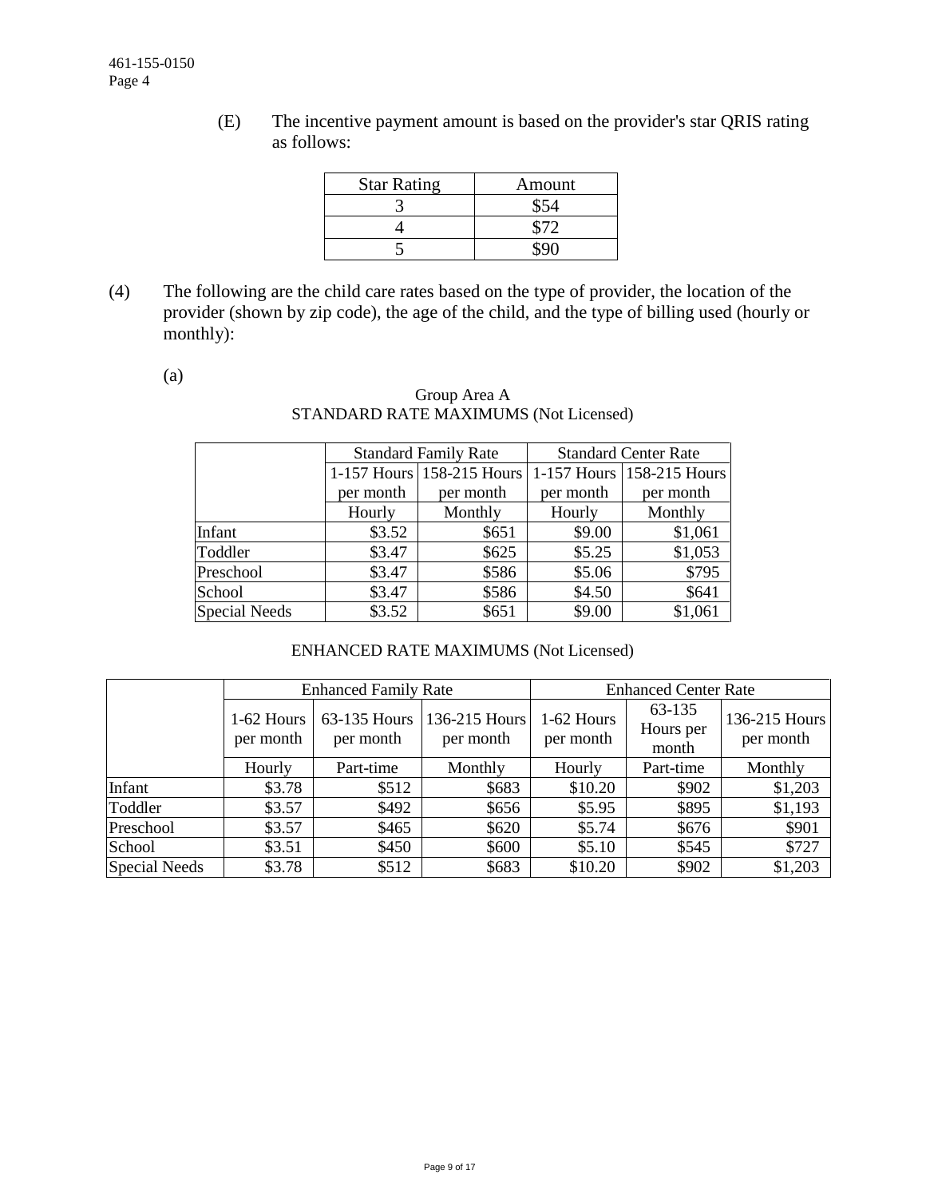(E) The incentive payment amount is based on the provider's star QRIS rating as follows:

| Star Rating | Amount |
|---|---|
| 3 | $54 |
| 4 | $72 |
| 5 | $90 |

(4) The following are the child care rates based on the type of provider, the location of the provider (shown by zip code), the age of the child, and the type of billing used (hourly or monthly):

(a)

Group Area A
STANDARD RATE MAXIMUMS (Not Licensed)

| | Standard Family Rate | | Standard Center Rate | |
|---|---|---|---|---|
| | 1-157 Hours per month | 158-215 Hours per month | 1-157 Hours per month | 158-215 Hours per month |
| | Hourly | Monthly | Hourly | Monthly |
| Infant | $3.52 | $651 | $9.00 | $1,061 |
| Toddler | $3.47 | $625 | $5.25 | $1,053 |
| Preschool | $3.47 | $586 | $5.06 | $795 |
| School | $3.47 | $586 | $4.50 | $641 |
| Special Needs | $3.52 | $651 | $9.00 | $1,061 |

ENHANCED RATE MAXIMUMS (Not Licensed)

| | Enhanced Family Rate | | | Enhanced Center Rate | | |
|---|---|---|---|---|---|---|
| | 1-62 Hours per month | 63-135 Hours per month | 136-215 Hours per month | 1-62 Hours per month | 63-135 Hours per month | 136-215 Hours per month |
| | Hourly | Part-time | Monthly | Hourly | Part-time | Monthly |
| Infant | $3.78 | $512 | $683 | $10.20 | $902 | $1,203 |
| Toddler | $3.57 | $492 | $656 | $5.95 | $895 | $1,193 |
| Preschool | $3.57 | $465 | $620 | $5.74 | $676 | $901 |
| School | $3.51 | $450 | $600 | $5.10 | $545 | $727 |
| Special Needs | $3.78 | $512 | $683 | $10.20 | $902 | $1,203 |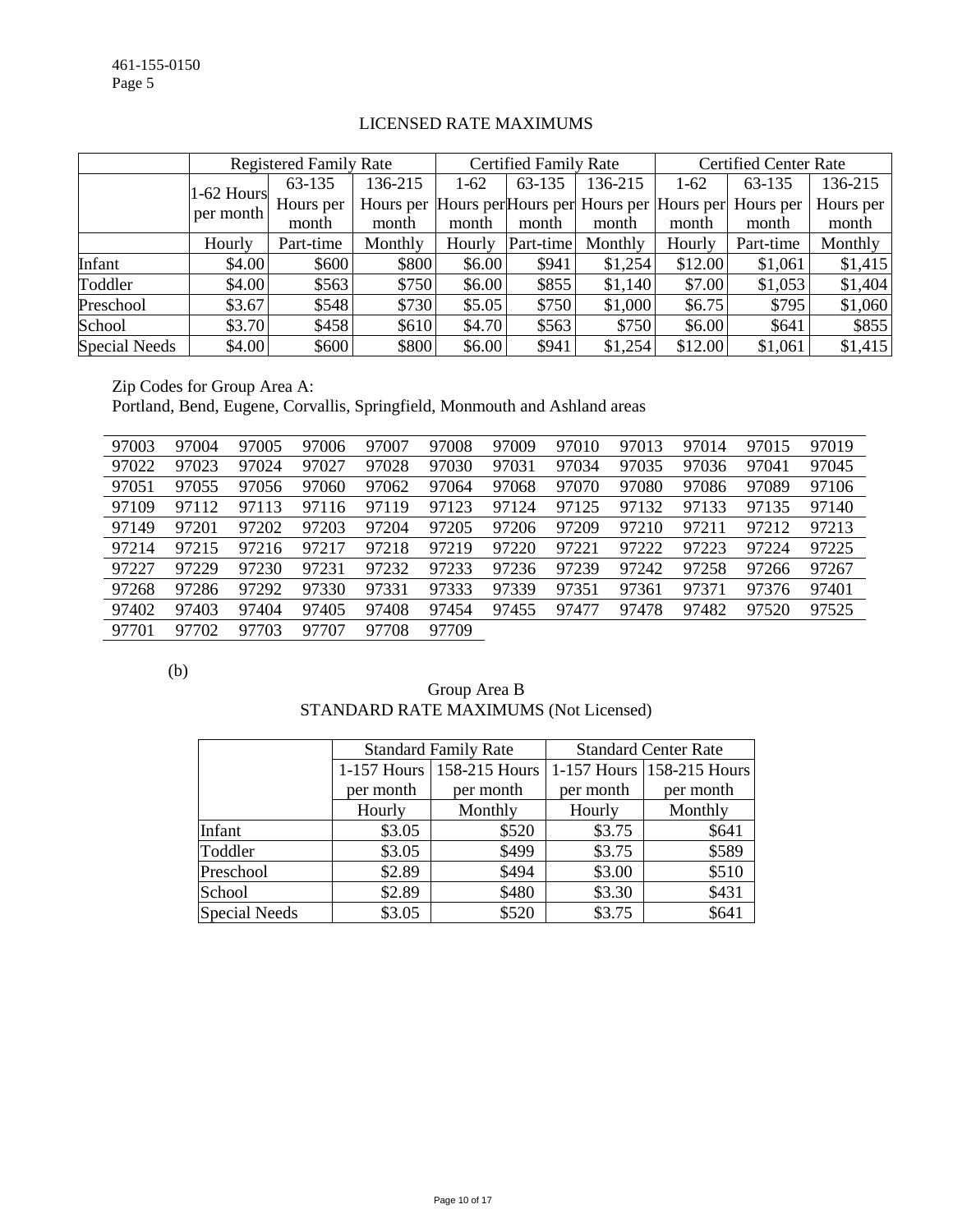## LICENSED RATE MAXIMUMS

| | Registered Family Rate | | | Certified Family Rate | | | Certified Center Rate | | |
|---|---|---|---|---|---|---|---|---|---|
| | 1-62 Hours per month | 63-135 Hours per month | 136-215 Hours per month | 1-62 Hours per month | 63-135 Hours per month | 136-215 Hours per month | 1-62 Hours per month | 63-135 Hours per month | 136-215 Hours per month |
| | Hourly | Part-time | Monthly | Hourly | Part-time | Monthly | Hourly | Part-time | Monthly |
| Infant | $4.00 | $600 | $800 | $6.00 | $941 | $1,254 | $12.00 | $1,061 | $1,415 |
| Toddler | $4.00 | $563 | $750 | $6.00 | $855 | $1,140 | $7.00 | $1,053 | $1,404 |
| Preschool | $3.67 | $548 | $730 | $5.05 | $750 | $1,000 | $6.75 | $795 | $1,060 |
| School | $3.70 | $458 | $610 | $4.70 | $563 | $750 | $6.00 | $641 | $855 |
| Special Needs | $4.00 | $600 | $800 | $6.00 | $941 | $1,254 | $12.00 | $1,061 | $1,415 |

Zip Codes for Group Area A:
Portland, Bend, Eugene, Corvallis, Springfield, Monmouth and Ashland areas

| | | | | | | | | | | | |
|---|---|---|---|---|---|---|---|---|---|---|---|
| 97003 | 97004 | 97005 | 97006 | 97007 | 97008 | 97009 | 97010 | 97013 | 97014 | 97015 | 97019 |
| 97022 | 97023 | 97024 | 97027 | 97028 | 97030 | 97031 | 97034 | 97035 | 97036 | 97041 | 97045 |
| 97051 | 97055 | 97056 | 97060 | 97062 | 97064 | 97068 | 97070 | 97080 | 97086 | 97089 | 97106 |
| 97109 | 97112 | 97113 | 97116 | 97119 | 97123 | 97124 | 97125 | 97132 | 97133 | 97135 | 97140 |
| 97149 | 97201 | 97202 | 97203 | 97204 | 97205 | 97206 | 97209 | 97210 | 97211 | 97212 | 97213 |
| 97214 | 97215 | 97216 | 97217 | 97218 | 97219 | 97220 | 97221 | 97222 | 97223 | 97224 | 97225 |
| 97227 | 97229 | 97230 | 97231 | 97232 | 97233 | 97236 | 97239 | 97242 | 97258 | 97266 | 97267 |
| 97268 | 97286 | 97292 | 97330 | 97331 | 97333 | 97339 | 97351 | 97361 | 97371 | 97376 | 97401 |
| 97402 | 97403 | 97404 | 97405 | 97408 | 97454 | 97455 | 97477 | 97478 | 97482 | 97520 | 97525 |
| 97701 | 97702 | 97703 | 97707 | 97708 | 97709 | | | | | | |

(b)

Group Area B
STANDARD RATE MAXIMUMS (Not Licensed)

| | Standard Family Rate | | Standard Center Rate | |
|---|---|---|---|---|
| | 1-157 Hours per month | 158-215 Hours per month | 1-157 Hours per month | 158-215 Hours per month |
| | Hourly | Monthly | Hourly | Monthly |
| Infant | $3.05 | $520 | $3.75 | $641 |
| Toddler | $3.05 | $499 | $3.75 | $589 |
| Preschool | $2.89 | $494 | $3.00 | $510 |
| School | $2.89 | $480 | $3.30 | $431 |
| Special Needs | $3.05 | $520 | $3.75 | $641 |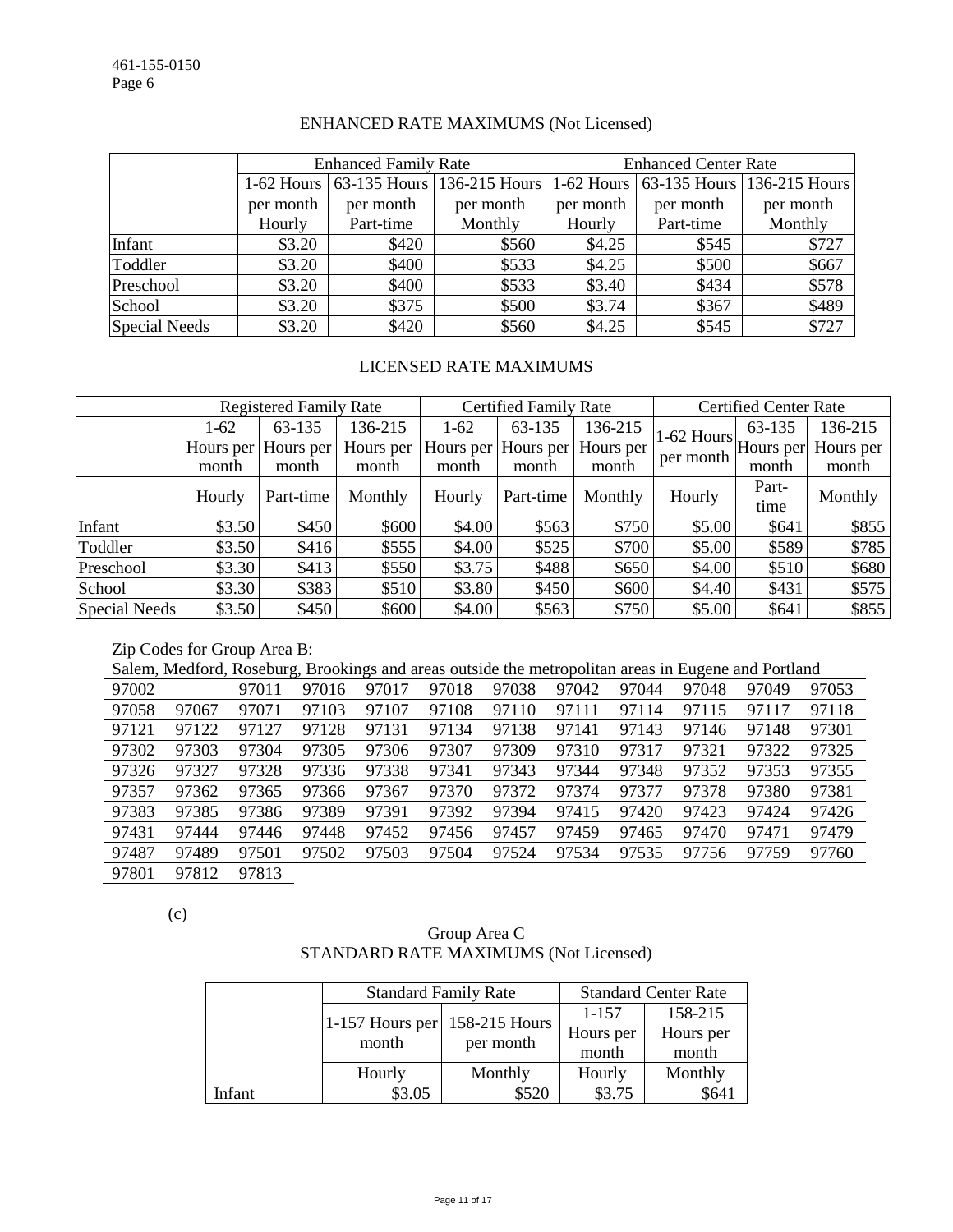## ENHANCED RATE MAXIMUMS (Not Licensed)

| | Enhanced Family Rate | | | Enhanced Center Rate | | |
|---|---|---|---|---|---|---|
| | 1-62 Hours per month | 63-135 Hours per month | 136-215 Hours per month | 1-62 Hours per month | 63-135 Hours per month | 136-215 Hours per month |
| | Hourly | Part-time | Monthly | Hourly | Part-time | Monthly |
| Infant | $3.20 | $420 | $560 | $4.25 | $545 | $727 |
| Toddler | $3.20 | $400 | $533 | $4.25 | $500 | $667 |
| Preschool | $3.20 | $400 | $533 | $3.40 | $434 | $578 |
| School | $3.20 | $375 | $500 | $3.74 | $367 | $489 |
| Special Needs | $3.20 | $420 | $560 | $4.25 | $545 | $727 |

## LICENSED RATE MAXIMUMS

| | Registered Family Rate | | | Certified Family Rate | | | Certified Center Rate | | |
|---|---|---|---|---|---|---|---|---|---|
| | 1-62 Hours per month | 63-135 Hours per month | 136-215 Hours per month | 1-62 Hours per month | 63-135 Hours per month | 136-215 Hours per month | 1-62 Hours per month | 63-135 Hours per month | 136-215 Hours per month |
| | Hourly | Part-time | Monthly | Hourly | Part-time | Monthly | Hourly | Part-time | Monthly |
| Infant | $3.50 | $450 | $600 | $4.00 | $563 | $750 | $5.00 | $641 | $855 |
| Toddler | $3.50 | $416 | $555 | $4.00 | $525 | $700 | $5.00 | $589 | $785 |
| Preschool | $3.30 | $413 | $550 | $3.75 | $488 | $650 | $4.00 | $510 | $680 |
| School | $3.30 | $383 | $510 | $3.80 | $450 | $600 | $4.40 | $431 | $575 |
| Special Needs | $3.50 | $450 | $600 | $4.00 | $563 | $750 | $5.00 | $641 | $855 |

Zip Codes for Group Area B:

Salem, Medford, Roseburg, Brookings and areas outside the metropolitan areas in Eugene and Portland

| | | | | | | | | | | | |
|---|---|---|---|---|---|---|---|---|---|---|---|
| 97002 | | 97011 | 97016 | 97017 | 97018 | 97038 | 97042 | 97044 | 97048 | 97049 | 97053 |
| 97058 | 97067 | 97071 | 97103 | 97107 | 97108 | 97110 | 97111 | 97114 | 97115 | 97117 | 97118 |
| 97121 | 97122 | 97127 | 97128 | 97131 | 97134 | 97138 | 97141 | 97143 | 97146 | 97148 | 97301 |
| 97302 | 97303 | 97304 | 97305 | 97306 | 97307 | 97309 | 97310 | 97317 | 97321 | 97322 | 97325 |
| 97326 | 97327 | 97328 | 97336 | 97338 | 97341 | 97343 | 97344 | 97348 | 97352 | 97353 | 97355 |
| 97357 | 97362 | 97365 | 97366 | 97367 | 97370 | 97372 | 97374 | 97377 | 97378 | 97380 | 97381 |
| 97383 | 97385 | 97386 | 97389 | 97391 | 97392 | 97394 | 97415 | 97420 | 97423 | 97424 | 97426 |
| 97431 | 97444 | 97446 | 97448 | 97452 | 97456 | 97457 | 97459 | 97465 | 97470 | 97471 | 97479 |
| 97487 | 97489 | 97501 | 97502 | 97503 | 97504 | 97524 | 97534 | 97535 | 97756 | 97759 | 97760 |
| 97801 | 97812 | 97813 | | | | | | | | | |

(c)

## Group Area C
## STANDARD RATE MAXIMUMS (Not Licensed)

| | Standard Family Rate | | Standard Center Rate | |
|---|---|---|---|---|
| | 1-157 Hours per month | 158-215 Hours per month | 1-157 Hours per month | 158-215 Hours per month |
| | Hourly | Monthly | Hourly | Monthly |
| Infant | $3.05 | $520 | $3.75 | $641 |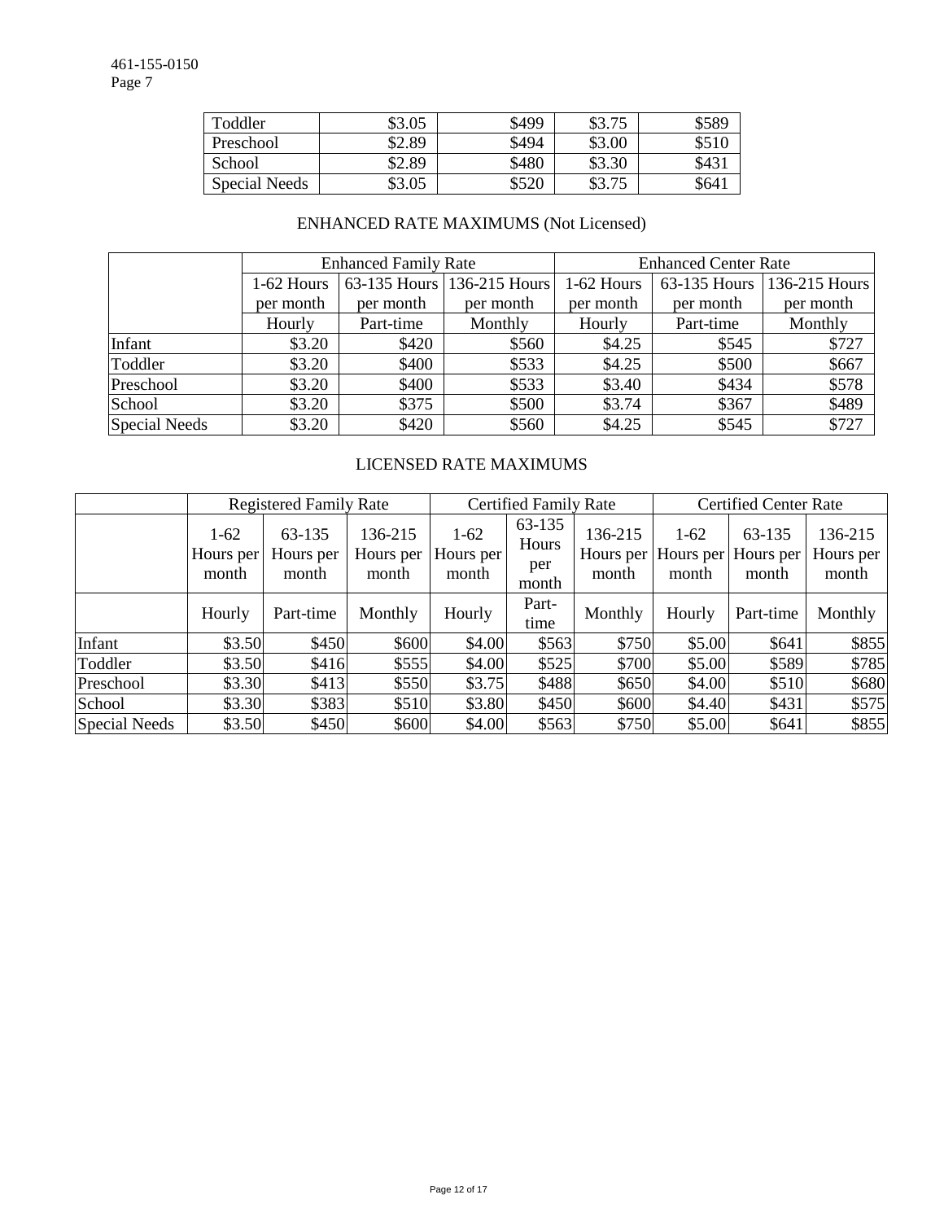| | | | | |
|---|---|---|---|---|
| Toddler | $3.05 | $499 | $3.75 | $589 |
| Preschool | $2.89 | $494 | $3.00 | $510 |
| School | $2.89 | $480 | $3.30 | $431 |
| Special Needs | $3.05 | $520 | $3.75 | $641 |

## ENHANCED RATE MAXIMUMS (Not Licensed)

| | Enhanced Family Rate | | | Enhanced Center Rate | | |
|---|---|---|---|---|---|---|
| | 1-62 Hours per month | 63-135 Hours per month | 136-215 Hours per month | 1-62 Hours per month | 63-135 Hours per month | 136-215 Hours per month |
| | Hourly | Part-time | Monthly | Hourly | Part-time | Monthly |
| Infant | $3.20 | $420 | $560 | $4.25 | $545 | $727 |
| Toddler | $3.20 | $400 | $533 | $4.25 | $500 | $667 |
| Preschool | $3.20 | $400 | $533 | $3.40 | $434 | $578 |
| School | $3.20 | $375 | $500 | $3.74 | $367 | $489 |
| Special Needs | $3.20 | $420 | $560 | $4.25 | $545 | $727 |

## LICENSED RATE MAXIMUMS

| | Registered Family Rate | | | Certified Family Rate | | | Certified Center Rate | | |
|---|---|---|---|---|---|---|---|---|---|
| | 1-62 Hours per month | 63-135 Hours per month | 136-215 Hours per month | 1-62 Hours per month | 63-135 Hours per month | 136-215 Hours per month | 1-62 Hours per month | 63-135 Hours per month | 136-215 Hours per month |
| | Hourly | Part-time | Monthly | Hourly | Part-time | Monthly | Hourly | Part-time | Monthly |
| Infant | $3.50 | $450 | $600 | $4.00 | $563 | $750 | $5.00 | $641 | $855 |
| Toddler | $3.50 | $416 | $555 | $4.00 | $525 | $700 | $5.00 | $589 | $785 |
| Preschool | $3.30 | $413 | $550 | $3.75 | $488 | $650 | $4.00 | $510 | $680 |
| School | $3.30 | $383 | $510 | $3.80 | $450 | $600 | $4.40 | $431 | $575 |
| Special Needs | $3.50 | $450 | $600 | $4.00 | $563 | $750 | $5.00 | $641 | $855 |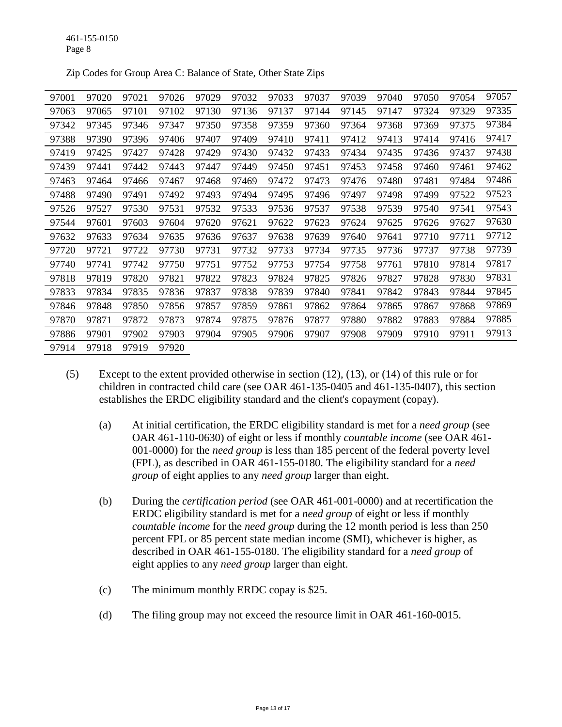Zip Codes for Group Area C: Balance of State, Other State Zips

| | | | | | | | | | | | | |
|---|---|---|---|---|---|---|---|---|---|---|---|---|
| 97001 | 97020 | 97021 | 97026 | 97029 | 97032 | 97033 | 97037 | 97039 | 97040 | 97050 | 97054 | 97057 |
| 97063 | 97065 | 97101 | 97102 | 97130 | 97136 | 97137 | 97144 | 97145 | 97147 | 97324 | 97329 | 97335 |
| 97342 | 97345 | 97346 | 97347 | 97350 | 97358 | 97359 | 97360 | 97364 | 97368 | 97369 | 97375 | 97384 |
| 97388 | 97390 | 97396 | 97406 | 97407 | 97409 | 97410 | 97411 | 97412 | 97413 | 97414 | 97416 | 97417 |
| 97419 | 97425 | 97427 | 97428 | 97429 | 97430 | 97432 | 97433 | 97434 | 97435 | 97436 | 97437 | 97438 |
| 97439 | 97441 | 97442 | 97443 | 97447 | 97449 | 97450 | 97451 | 97453 | 97458 | 97460 | 97461 | 97462 |
| 97463 | 97464 | 97466 | 97467 | 97468 | 97469 | 97472 | 97473 | 97476 | 97480 | 97481 | 97484 | 97486 |
| 97488 | 97490 | 97491 | 97492 | 97493 | 97494 | 97495 | 97496 | 97497 | 97498 | 97499 | 97522 | 97523 |
| 97526 | 97527 | 97530 | 97531 | 97532 | 97533 | 97536 | 97537 | 97538 | 97539 | 97540 | 97541 | 97543 |
| 97544 | 97601 | 97603 | 97604 | 97620 | 97621 | 97622 | 97623 | 97624 | 97625 | 97626 | 97627 | 97630 |
| 97632 | 97633 | 97634 | 97635 | 97636 | 97637 | 97638 | 97639 | 97640 | 97641 | 97710 | 97711 | 97712 |
| 97720 | 97721 | 97722 | 97730 | 97731 | 97732 | 97733 | 97734 | 97735 | 97736 | 97737 | 97738 | 97739 |
| 97740 | 97741 | 97742 | 97750 | 97751 | 97752 | 97753 | 97754 | 97758 | 97761 | 97810 | 97814 | 97817 |
| 97818 | 97819 | 97820 | 97821 | 97822 | 97823 | 97824 | 97825 | 97826 | 97827 | 97828 | 97830 | 97831 |
| 97833 | 97834 | 97835 | 97836 | 97837 | 97838 | 97839 | 97840 | 97841 | 97842 | 97843 | 97844 | 97845 |
| 97846 | 97848 | 97850 | 97856 | 97857 | 97859 | 97861 | 97862 | 97864 | 97865 | 97867 | 97868 | 97869 |
| 97870 | 97871 | 97872 | 97873 | 97874 | 97875 | 97876 | 97877 | 97880 | 97882 | 97883 | 97884 | 97885 |
| 97886 | 97901 | 97902 | 97903 | 97904 | 97905 | 97906 | 97907 | 97908 | 97909 | 97910 | 97911 | 97913 |
| 97914 | 97918 | 97919 | 97920 | | | | | | | | | |

(5) Except to the extent provided otherwise in section (12), (13), or (14) of this rule or for children in contracted child care (see OAR 461-135-0405 and 461-135-0407), this section establishes the ERDC eligibility standard and the client's copayment (copay).

(a) At initial certification, the ERDC eligibility standard is met for a *need group* (see OAR 461-110-0630) of eight or less if monthly *countable income* (see OAR 461-001-0000) for the *need group* is less than 185 percent of the federal poverty level (FPL), as described in OAR 461-155-0180. The eligibility standard for a *need group* of eight applies to any *need group* larger than eight.

(b) During the *certification period* (see OAR 461-001-0000) and at recertification the ERDC eligibility standard is met for a *need group* of eight or less if monthly *countable income* for the *need group* during the 12 month period is less than 250 percent FPL or 85 percent state median income (SMI), whichever is higher, as described in OAR 461-155-0180. The eligibility standard for a *need group* of eight applies to any *need group* larger than eight.

(c) The minimum monthly ERDC copay is $25.

(d) The filing group may not exceed the resource limit in OAR 461-160-0015.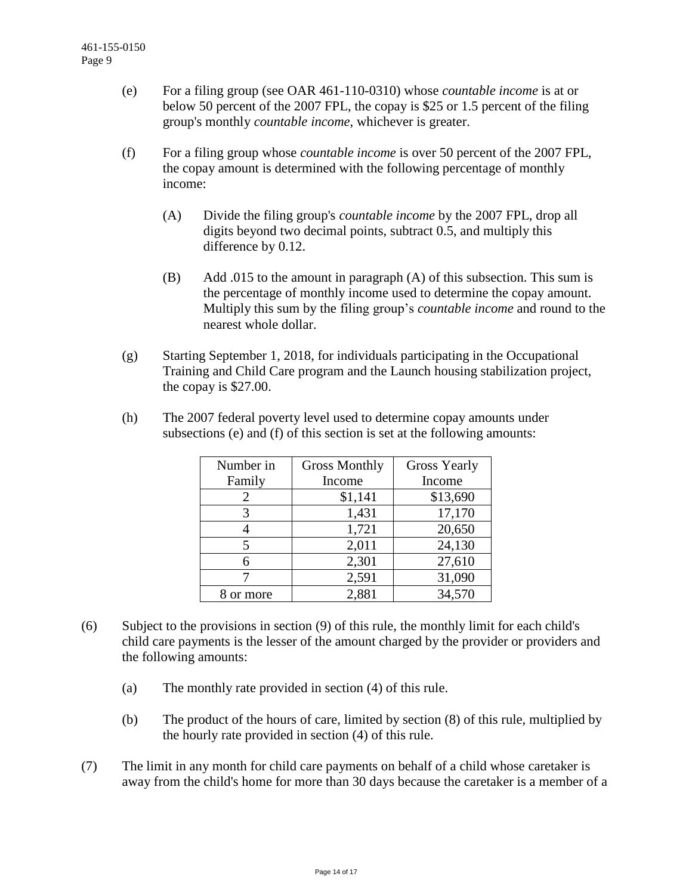(e) For a filing group (see OAR 461-110-0310) whose *countable income* is at or below 50 percent of the 2007 FPL, the copay is $25 or 1.5 percent of the filing group's monthly *countable income*, whichever is greater.

(f) For a filing group whose *countable income* is over 50 percent of the 2007 FPL, the copay amount is determined with the following percentage of monthly income:

(A) Divide the filing group's *countable income* by the 2007 FPL, drop all digits beyond two decimal points, subtract 0.5, and multiply this difference by 0.12.

(B) Add .015 to the amount in paragraph (A) of this subsection. This sum is the percentage of monthly income used to determine the copay amount. Multiply this sum by the filing group's *countable income* and round to the nearest whole dollar.

(g) Starting September 1, 2018, for individuals participating in the Occupational Training and Child Care program and the Launch housing stabilization project, the copay is $27.00.

(h) The 2007 federal poverty level used to determine copay amounts under subsections (e) and (f) of this section is set at the following amounts:

| Number in Family | Gross Monthly Income | Gross Yearly Income |
|---|---|---|
| 2 | $1,141 | $13,690 |
| 3 | 1,431 | 17,170 |
| 4 | 1,721 | 20,650 |
| 5 | 2,011 | 24,130 |
| 6 | 2,301 | 27,610 |
| 7 | 2,591 | 31,090 |
| 8 or more | 2,881 | 34,570 |

(6) Subject to the provisions in section (9) of this rule, the monthly limit for each child's child care payments is the lesser of the amount charged by the provider or providers and the following amounts:

(a) The monthly rate provided in section (4) of this rule.

(b) The product of the hours of care, limited by section (8) of this rule, multiplied by the hourly rate provided in section (4) of this rule.

(7) The limit in any month for child care payments on behalf of a child whose caretaker is away from the child's home for more than 30 days because the caretaker is a member of a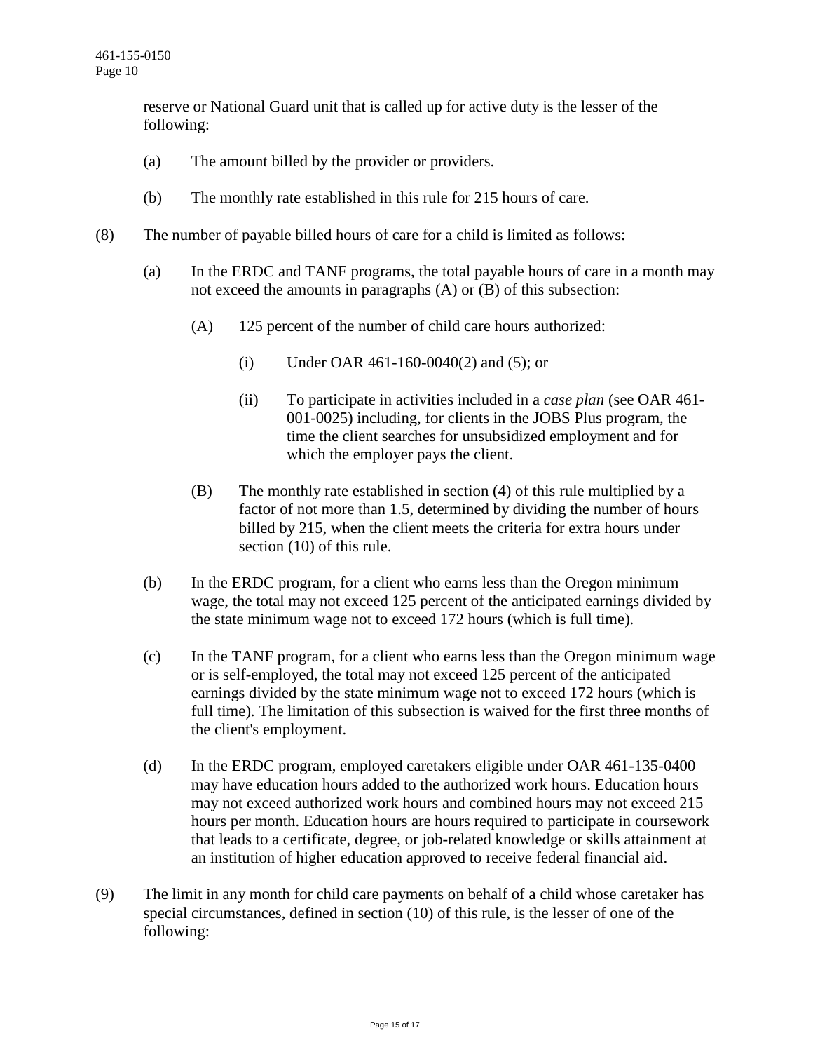reserve or National Guard unit that is called up for active duty is the lesser of the following:

(a) The amount billed by the provider or providers.

(b) The monthly rate established in this rule for 215 hours of care.

(8) The number of payable billed hours of care for a child is limited as follows:

(a) In the ERDC and TANF programs, the total payable hours of care in a month may not exceed the amounts in paragraphs (A) or (B) of this subsection:

(A) 125 percent of the number of child care hours authorized:

(i) Under OAR 461-160-0040(2) and (5); or

(ii) To participate in activities included in a *case plan* (see OAR 461-001-0025) including, for clients in the JOBS Plus program, the time the client searches for unsubsidized employment and for which the employer pays the client.

(B) The monthly rate established in section (4) of this rule multiplied by a factor of not more than 1.5, determined by dividing the number of hours billed by 215, when the client meets the criteria for extra hours under section (10) of this rule.

(b) In the ERDC program, for a client who earns less than the Oregon minimum wage, the total may not exceed 125 percent of the anticipated earnings divided by the state minimum wage not to exceed 172 hours (which is full time).

(c) In the TANF program, for a client who earns less than the Oregon minimum wage or is self-employed, the total may not exceed 125 percent of the anticipated earnings divided by the state minimum wage not to exceed 172 hours (which is full time). The limitation of this subsection is waived for the first three months of the client's employment.

(d) In the ERDC program, employed caretakers eligible under OAR 461-135-0400 may have education hours added to the authorized work hours. Education hours may not exceed authorized work hours and combined hours may not exceed 215 hours per month. Education hours are hours required to participate in coursework that leads to a certificate, degree, or job-related knowledge or skills attainment at an institution of higher education approved to receive federal financial aid.

(9) The limit in any month for child care payments on behalf of a child whose caretaker has special circumstances, defined in section (10) of this rule, is the lesser of one of the following: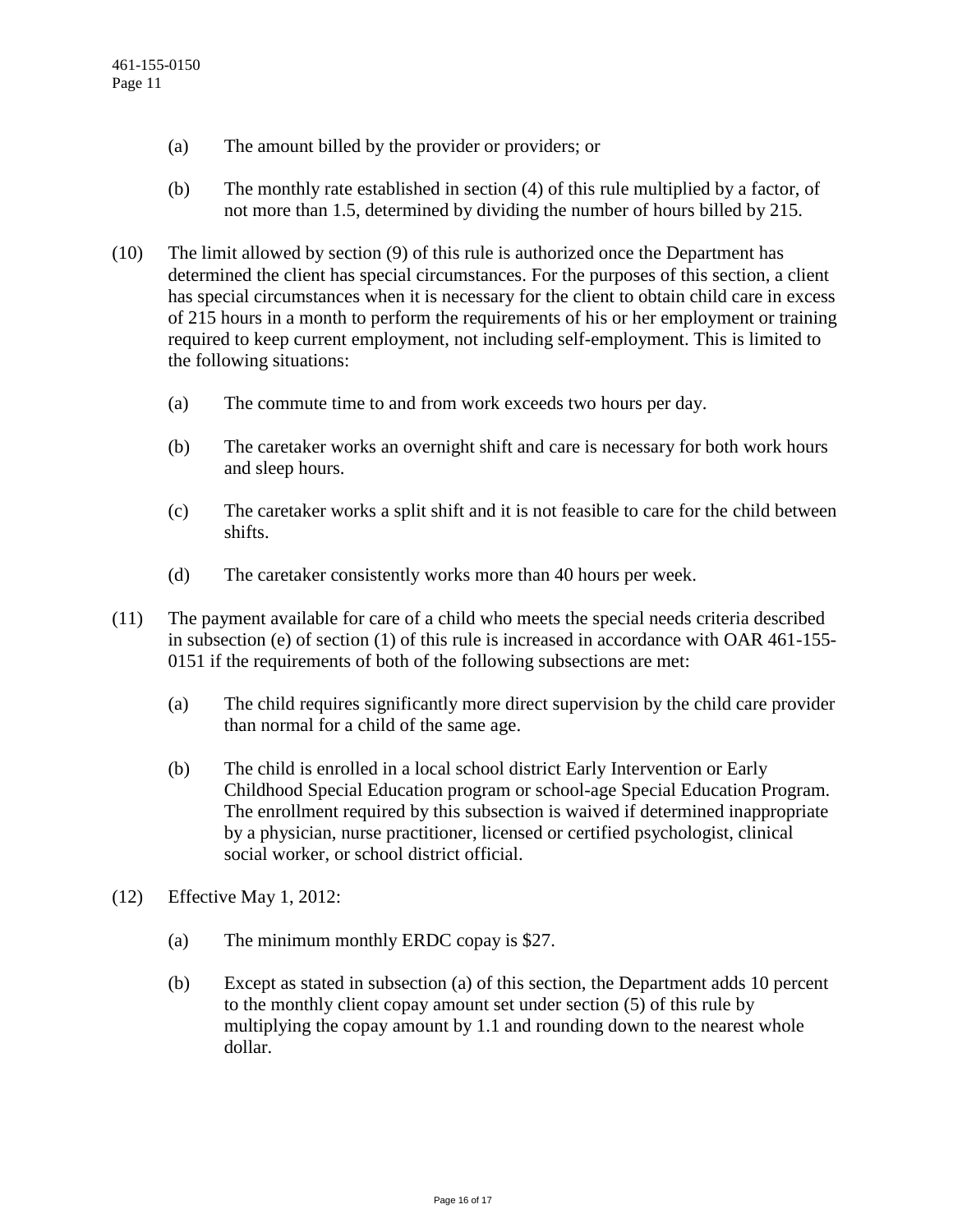(a) The amount billed by the provider or providers; or

(b) The monthly rate established in section (4) of this rule multiplied by a factor, of not more than 1.5, determined by dividing the number of hours billed by 215.

(10) The limit allowed by section (9) of this rule is authorized once the Department has determined the client has special circumstances. For the purposes of this section, a client has special circumstances when it is necessary for the client to obtain child care in excess of 215 hours in a month to perform the requirements of his or her employment or training required to keep current employment, not including self-employment. This is limited to the following situations:

(a) The commute time to and from work exceeds two hours per day.

(b) The caretaker works an overnight shift and care is necessary for both work hours and sleep hours.

(c) The caretaker works a split shift and it is not feasible to care for the child between shifts.

(d) The caretaker consistently works more than 40 hours per week.

(11) The payment available for care of a child who meets the special needs criteria described in subsection (e) of section (1) of this rule is increased in accordance with OAR 461-155-0151 if the requirements of both of the following subsections are met:

(a) The child requires significantly more direct supervision by the child care provider than normal for a child of the same age.

(b) The child is enrolled in a local school district Early Intervention or Early Childhood Special Education program or school-age Special Education Program. The enrollment required by this subsection is waived if determined inappropriate by a physician, nurse practitioner, licensed or certified psychologist, clinical social worker, or school district official.

(12) Effective May 1, 2012:

(a) The minimum monthly ERDC copay is $27.

(b) Except as stated in subsection (a) of this section, the Department adds 10 percent to the monthly client copay amount set under section (5) of this rule by multiplying the copay amount by 1.1 and rounding down to the nearest whole dollar.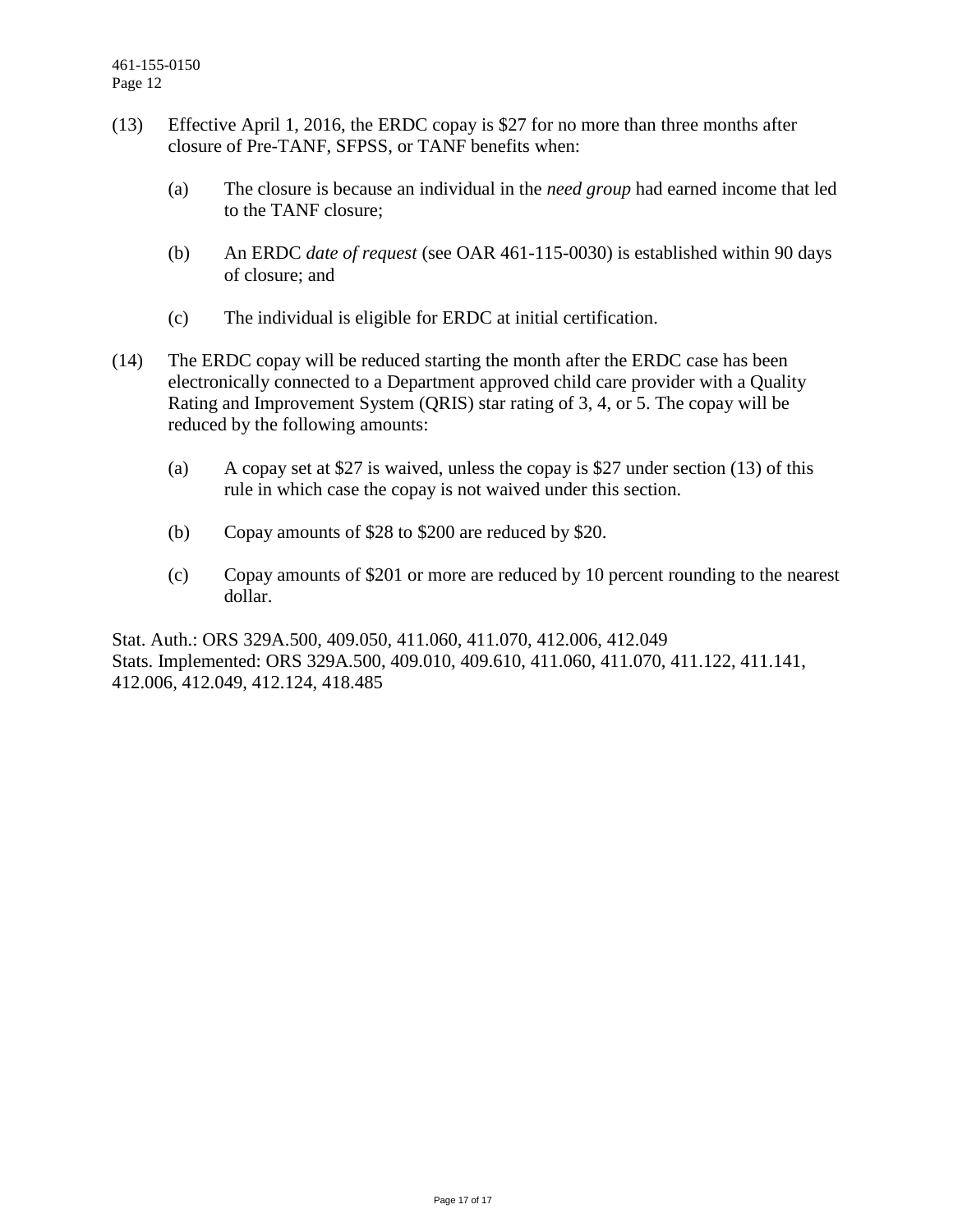(13) Effective April 1, 2016, the ERDC copay is $27 for no more than three months after closure of Pre-TANF, SFPSS, or TANF benefits when:

(a) The closure is because an individual in the *need group* had earned income that led to the TANF closure;

(b) An ERDC *date of request* (see OAR 461-115-0030) is established within 90 days of closure; and

(c) The individual is eligible for ERDC at initial certification.

(14) The ERDC copay will be reduced starting the month after the ERDC case has been electronically connected to a Department approved child care provider with a Quality Rating and Improvement System (QRIS) star rating of 3, 4, or 5. The copay will be reduced by the following amounts:

(a) A copay set at $27 is waived, unless the copay is $27 under section (13) of this rule in which case the copay is not waived under this section.

(b) Copay amounts of $28 to $200 are reduced by $20.

(c) Copay amounts of $201 or more are reduced by 10 percent rounding to the nearest dollar.

Stat. Auth.: ORS 329A.500, 409.050, 411.060, 411.070, 412.006, 412.049
Stats. Implemented: ORS 329A.500, 409.010, 409.610, 411.060, 411.070, 411.122, 411.141, 412.006, 412.049, 412.124, 418.485